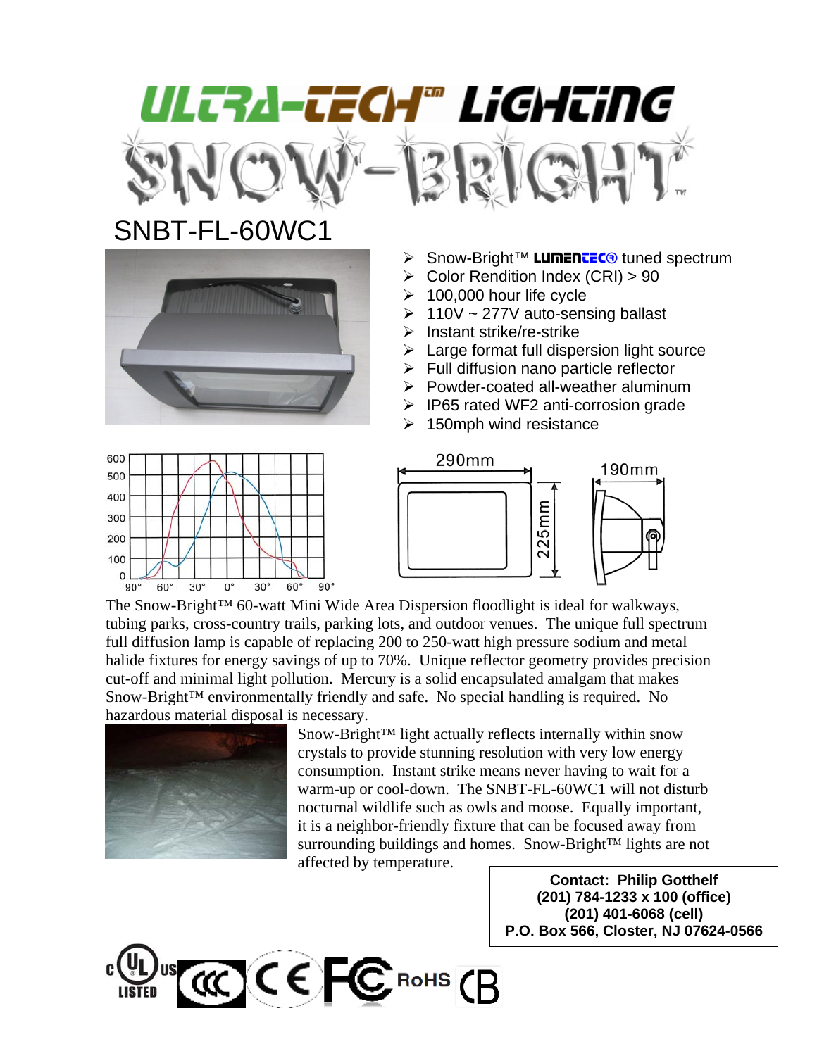# ULTRA-TECH™ LIGHTING

# SNOW-BRIGHT™

## SNBT-FL-60WC1

- Snow-Bright™ LUMENTEC® tuned spectrum
- Color Rendition Index (CRI) > 90
- 100,000 hour life cycle
- 110V ~ 277V auto-sensing ballast
- Instant strike/re-strike
- Large format full dispersion light source
- Full diffusion nano particle reflector
- Powder-coated all-weather aluminum
- IP65 rated WF2 anti-corrosion grade
- 150mph wind resistance

290mm 225mm 190mm

The Snow-Bright™ 60-watt Mini Wide Area Dispersion floodlight is ideal for walkways, tubing parks, cross-country trails, parking lots, and outdoor venues. The unique full spectrum full diffusion lamp is capable of replacing 200 to 250-watt high pressure sodium and metal halide fixtures for energy savings of up to 70%. Unique reflector geometry provides precision cut-off and minimal light pollution. Mercury is a solid encapsulated amalgam that makes Snow-Bright™ environmentally friendly and safe. No special handling is required. No hazardous material disposal is necessary.

Snow-Bright™ light actually reflects internally within snow crystals to provide stunning resolution with very low energy consumption. Instant strike means never having to wait for a warm-up or cool-down. The SNBT-FL-60WC1 will not disturb nocturnal wildlife such as owls and moose. Equally important, it is a neighbor-friendly fixture that can be focused away from surrounding buildings and homes. Snow-Bright™ lights are not affected by temperature.

**Contact: Philip Gotthelf**
**(201) 784-1233 x 100 (office)**
**(201) 401-6068 (cell)**
**P.O. Box 566, Closter, NJ 07624-0566**

c UL us LISTED · CCC · CE · FC · RoHS · CB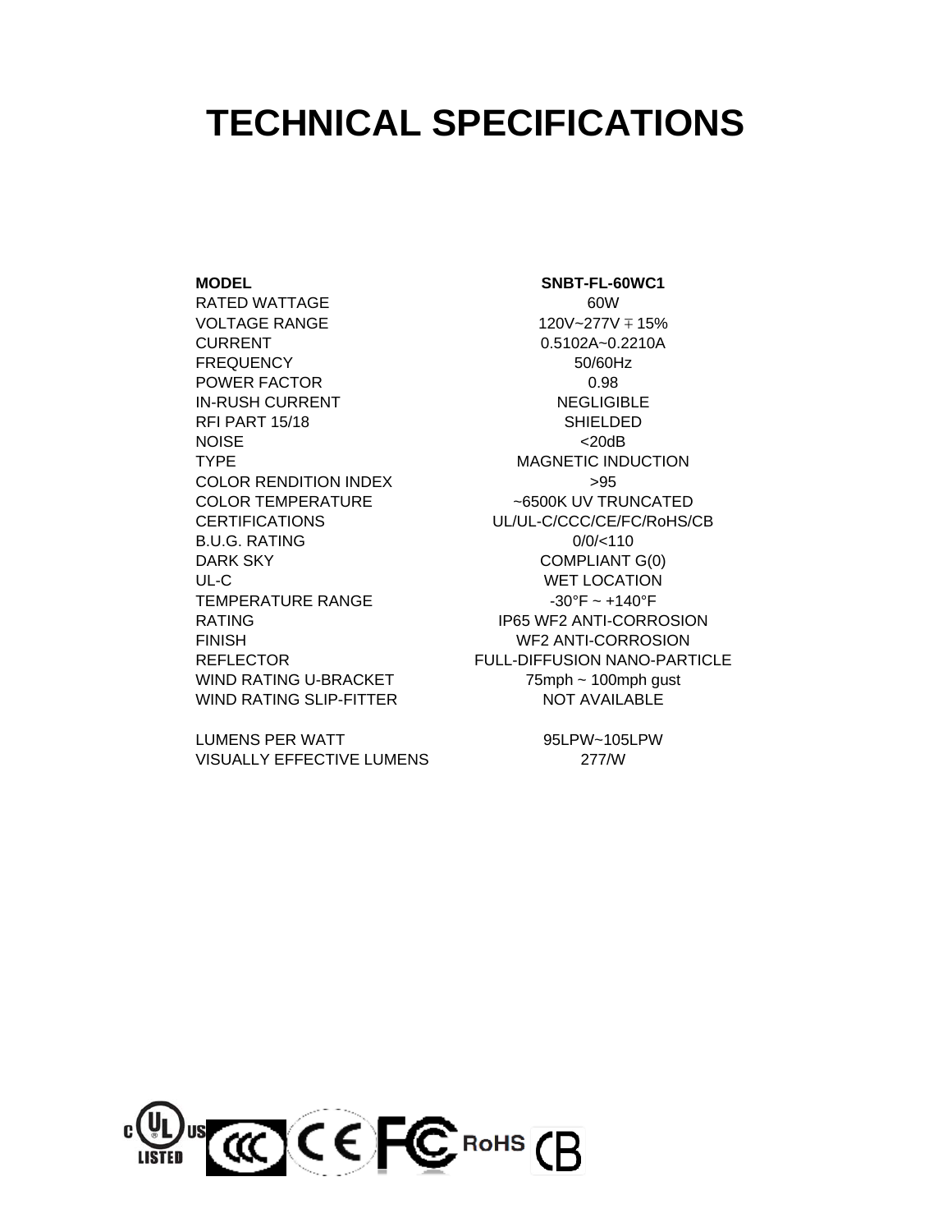# TECHNICAL SPECIFICATIONS

| | |
|---|---|
| **MODEL** | **SNBT-FL-60WC1** |
| RATED WATTAGE | 60W |
| VOLTAGE RANGE | 120V~277V ∓ 15% |
| CURRENT | 0.5102A~0.2210A |
| FREQUENCY | 50/60Hz |
| POWER FACTOR | 0.98 |
| IN-RUSH CURRENT | NEGLIGIBLE |
| RFI PART 15/18 | SHIELDED |
| NOISE | <20dB |
| TYPE | MAGNETIC INDUCTION |
| COLOR RENDITION INDEX | >95 |
| COLOR TEMPERATURE | ~6500K UV TRUNCATED |
| CERTIFICATIONS | UL/UL-C/CCC/CE/FC/RoHS/CB |
| B.U.G. RATING | 0/0/<110 |
| DARK SKY | COMPLIANT G(0) |
| UL-C | WET LOCATION |
| TEMPERATURE RANGE | -30°F ~ +140°F |
| RATING | IP65 WF2 ANTI-CORROSION |
| FINISH | WF2 ANTI-CORROSION |
| REFLECTOR | FULL-DIFFUSION NANO-PARTICLE |
| WIND RATING U-BRACKET | 75mph ~ 100mph gust |
| WIND RATING SLIP-FITTER | NOT AVAILABLE |
| LUMENS PER WATT | 95LPW~105LPW |
| VISUALLY EFFECTIVE LUMENS | 277/W |